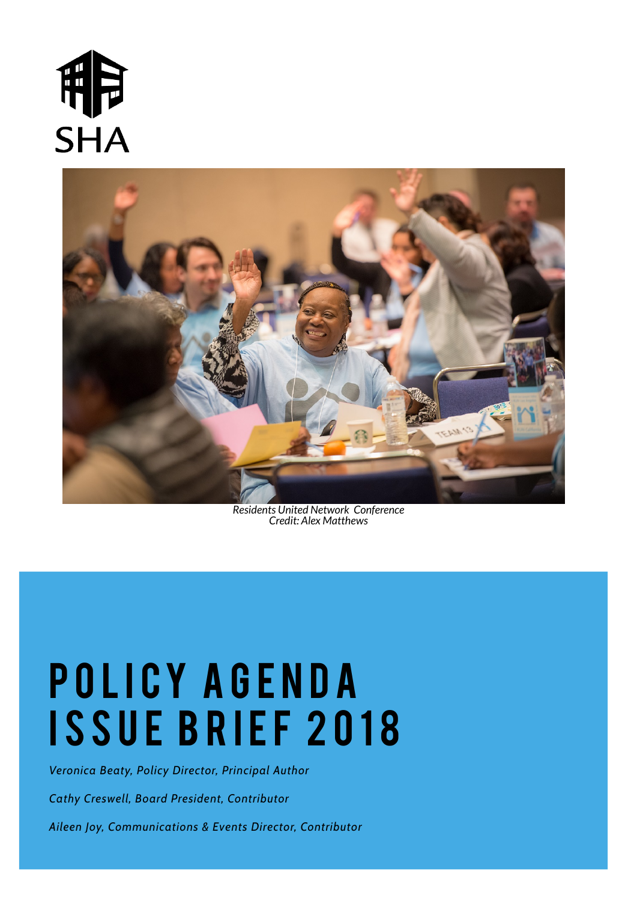SHA

*Residents United Network Conference*
*Credit: Alex Matthews*

# POLICY AGENDA ISSUE BRIEF 2018

*Veronica Beaty, Policy Director, Principal Author*

*Cathy Creswell, Board President, Contributor*

*Aileen Joy, Communications & Events Director, Contributor*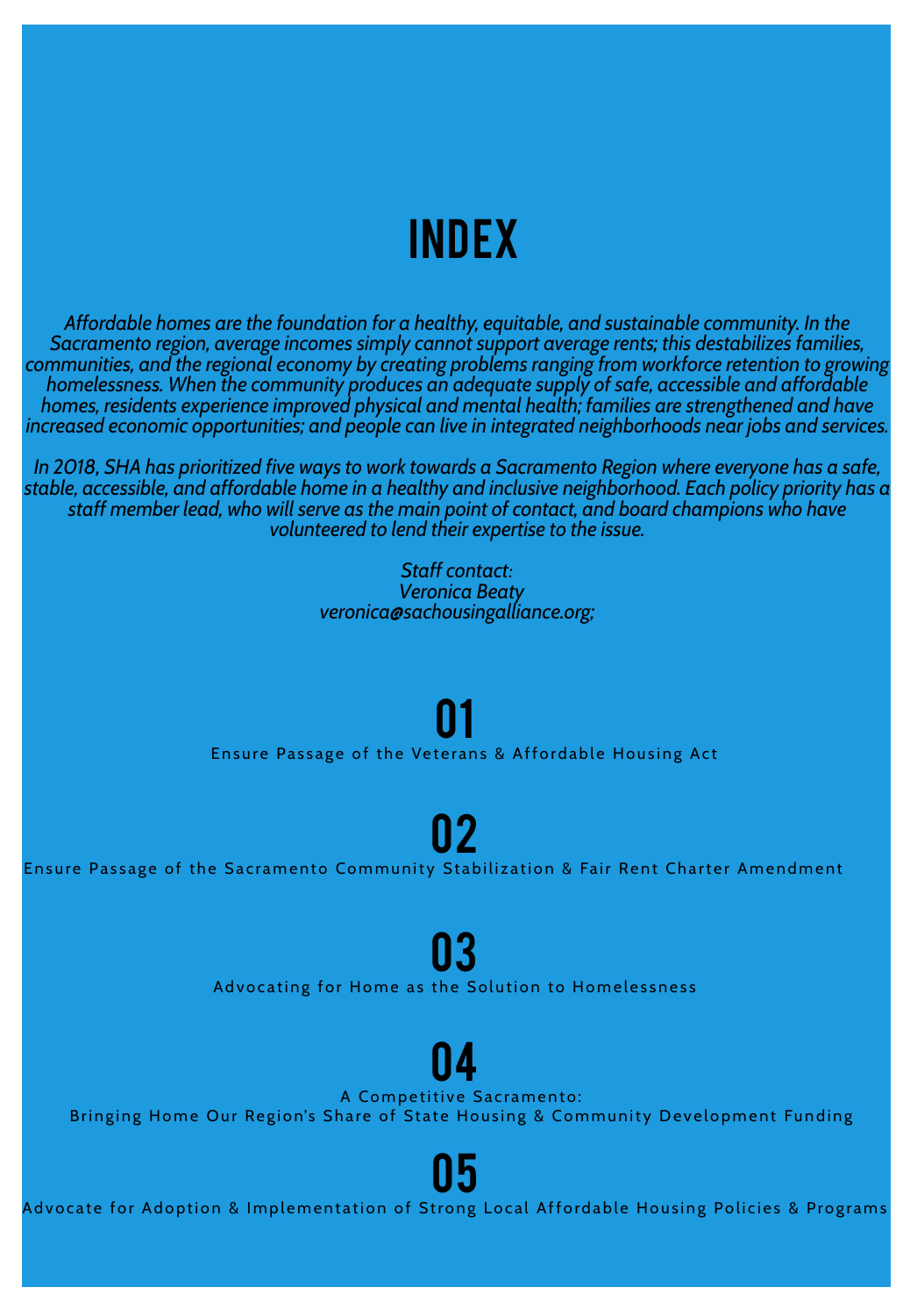# INDEX

*Affordable homes are the foundation for a healthy, equitable, and sustainable community. In the Sacramento region, average incomes simply cannot support average rents; this destabilizes families, communities, and the regional economy by creating problems ranging from workforce retention to growing homelessness. When the community produces an adequate supply of safe, accessible and affordable homes, residents experience improved physical and mental health; families are strengthened and have increased economic opportunities; and people can live in integrated neighborhoods near jobs and services.*

*In 2018, SHA has prioritized five ways to work towards a Sacramento Region where everyone has a safe, stable, accessible, and affordable home in a healthy and inclusive neighborhood. Each policy priority has a staff member lead, who will serve as the main point of contact, and board champions who have volunteered to lend their expertise to the issue.*

*Staff contact:*
*Veronica Beaty*
*veronica@sachousingalliance.org;*

## 01

Ensure Passage of the Veterans & Affordable Housing Act

## 02

Ensure Passage of the Sacramento Community Stabilization & Fair Rent Charter Amendment

## 03

Advocating for Home as the Solution to Homelessness

## 04

A Competitive Sacramento:
Bringing Home Our Region's Share of State Housing & Community Development Funding

## 05

Advocate for Adoption & Implementation of Strong Local Affordable Housing Policies & Programs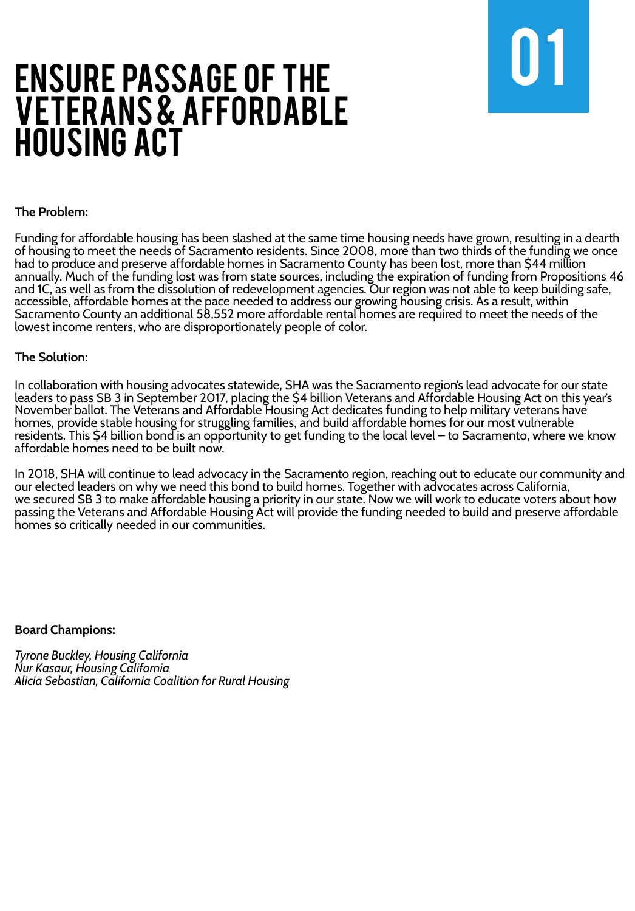# ENSURE PASSAGE OF THE VETERANS & AFFORDABLE HOUSING ACT

01

**The Problem:**

Funding for affordable housing has been slashed at the same time housing needs have grown, resulting in a dearth of housing to meet the needs of Sacramento residents. Since 2008, more than two thirds of the funding we once had to produce and preserve affordable homes in Sacramento County has been lost, more than $44 million annually. Much of the funding lost was from state sources, including the expiration of funding from Propositions 46 and 1C, as well as from the dissolution of redevelopment agencies. Our region was not able to keep building safe, accessible, affordable homes at the pace needed to address our growing housing crisis. As a result, within Sacramento County an additional 58,552 more affordable rental homes are required to meet the needs of the lowest income renters, who are disproportionately people of color.

**The Solution:**

In collaboration with housing advocates statewide, SHA was the Sacramento region's lead advocate for our state leaders to pass SB 3 in September 2017, placing the $4 billion Veterans and Affordable Housing Act on this year's November ballot. The Veterans and Affordable Housing Act dedicates funding to help military veterans have homes, provide stable housing for struggling families, and build affordable homes for our most vulnerable residents. This $4 billion bond is an opportunity to get funding to the local level – to Sacramento, where we know affordable homes need to be built now.

In 2018, SHA will continue to lead advocacy in the Sacramento region, reaching out to educate our community and our elected leaders on why we need this bond to build homes. Together with advocates across California, we secured SB 3 to make affordable housing a priority in our state. Now we will work to educate voters about how passing the Veterans and Affordable Housing Act will provide the funding needed to build and preserve affordable homes so critically needed in our communities.

**Board Champions:**

*Tyrone Buckley, Housing California*
*Nur Kasaur, Housing California*
*Alicia Sebastian, California Coalition for Rural Housing*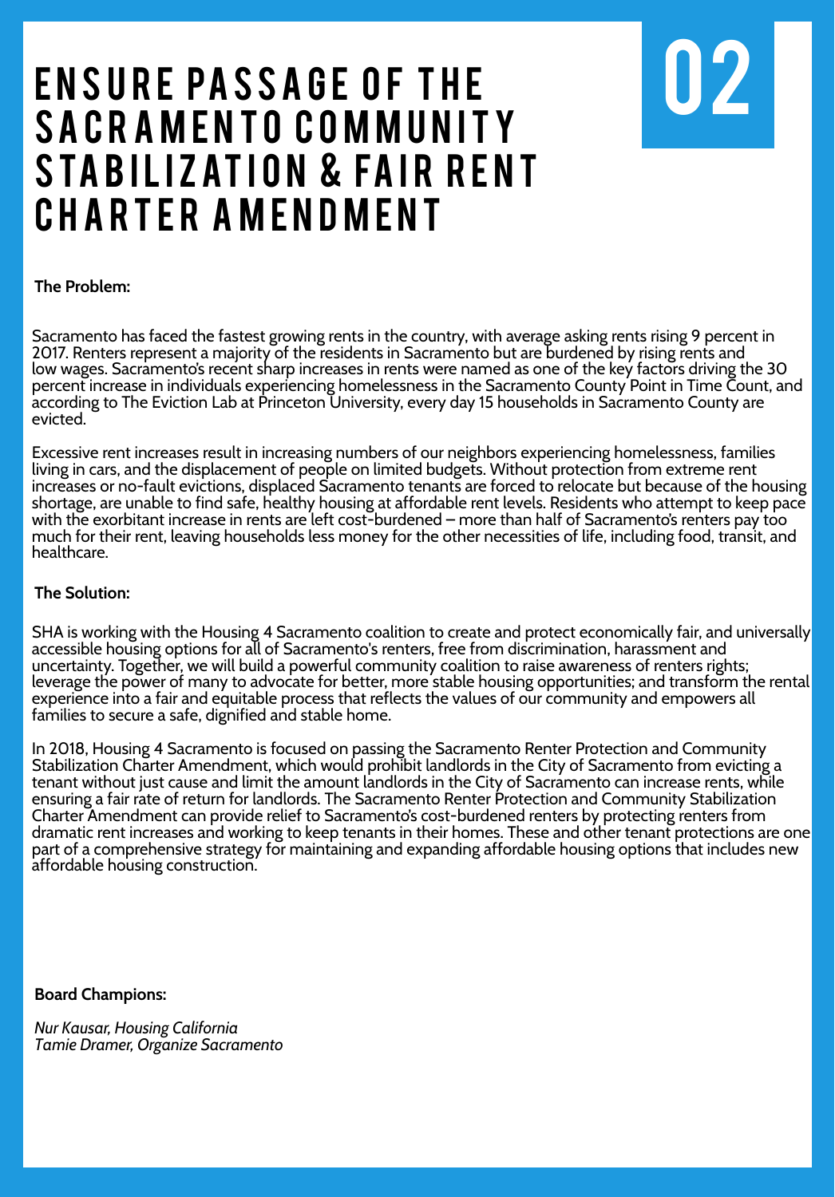# ENSURE PASSAGE OF THE SACRAMENTO COMMUNITY STABILIZATION & FAIR RENT CHARTER AMENDMENT

02

**The Problem:**

Sacramento has faced the fastest growing rents in the country, with average asking rents rising 9 percent in 2017. Renters represent a majority of the residents in Sacramento but are burdened by rising rents and low wages. Sacramento's recent sharp increases in rents were named as one of the key factors driving the 30 percent increase in individuals experiencing homelessness in the Sacramento County Point in Time Count, and according to The Eviction Lab at Princeton University, every day 15 households in Sacramento County are evicted.

Excessive rent increases result in increasing numbers of our neighbors experiencing homelessness, families living in cars, and the displacement of people on limited budgets. Without protection from extreme rent increases or no-fault evictions, displaced Sacramento tenants are forced to relocate but because of the housing shortage, are unable to find safe, healthy housing at affordable rent levels. Residents who attempt to keep pace with the exorbitant increase in rents are left cost-burdened – more than half of Sacramento's renters pay too much for their rent, leaving households less money for the other necessities of life, including food, transit, and healthcare.

**The Solution:**

SHA is working with the Housing 4 Sacramento coalition to create and protect economically fair, and universally accessible housing options for all of Sacramento's renters, free from discrimination, harassment and uncertainty. Together, we will build a powerful community coalition to raise awareness of renters rights; leverage the power of many to advocate for better, more stable housing opportunities; and transform the rental experience into a fair and equitable process that reflects the values of our community and empowers all families to secure a safe, dignified and stable home.

In 2018, Housing 4 Sacramento is focused on passing the Sacramento Renter Protection and Community Stabilization Charter Amendment, which would prohibit landlords in the City of Sacramento from evicting a tenant without just cause and limit the amount landlords in the City of Sacramento can increase rents, while ensuring a fair rate of return for landlords. The Sacramento Renter Protection and Community Stabilization Charter Amendment can provide relief to Sacramento's cost-burdened renters by protecting renters from dramatic rent increases and working to keep tenants in their homes. These and other tenant protections are one part of a comprehensive strategy for maintaining and expanding affordable housing options that includes new affordable housing construction.

**Board Champions:**

*Nur Kausar, Housing California*
*Tamie Dramer, Organize Sacramento*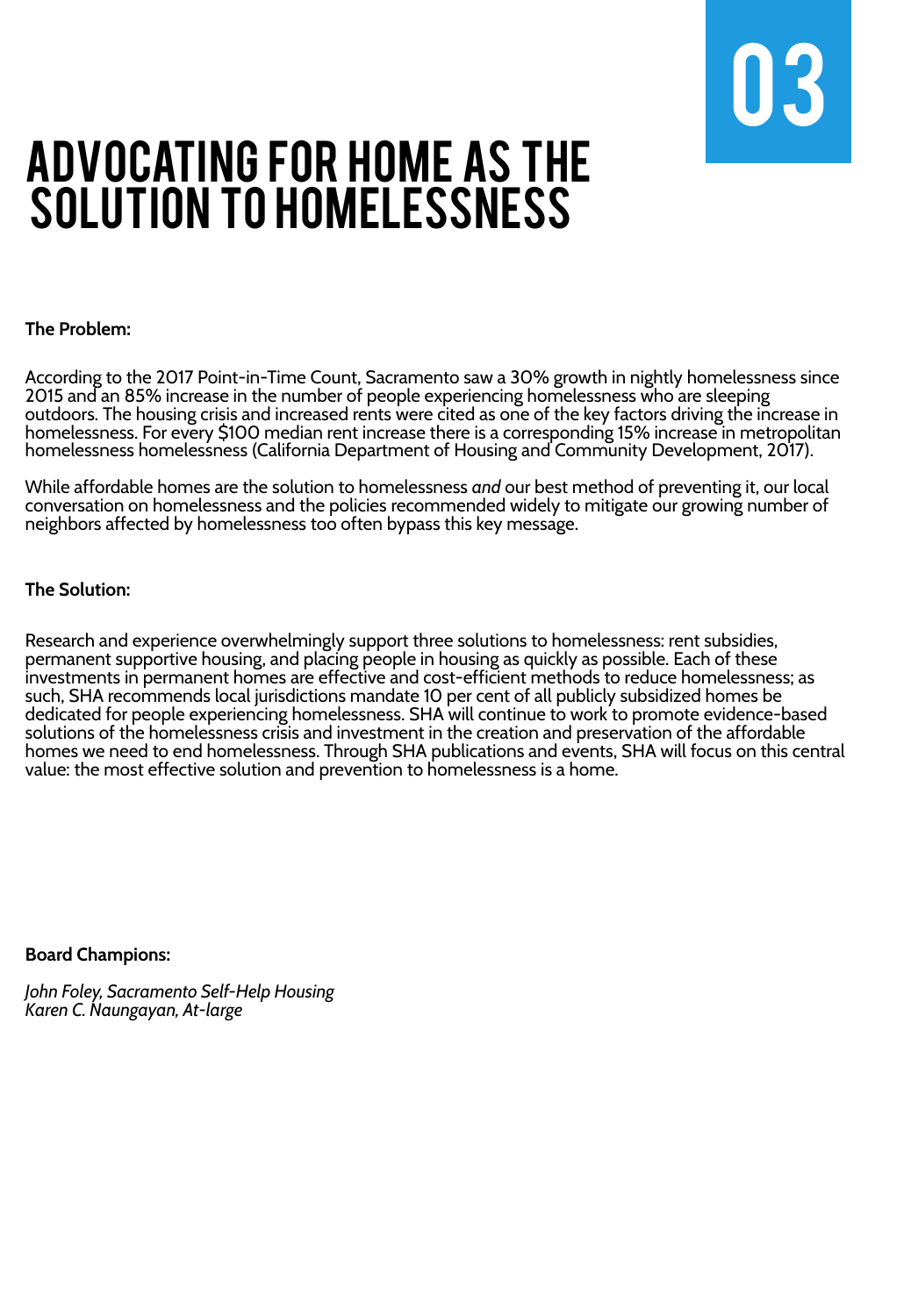# 03

# ADVOCATING FOR HOME AS THE SOLUTION TO HOMELESSNESS

**The Problem:**

According to the 2017 Point-in-Time Count, Sacramento saw a 30% growth in nightly homelessness since 2015 and an 85% increase in the number of people experiencing homelessness who are sleeping outdoors. The housing crisis and increased rents were cited as one of the key factors driving the increase in homelessness. For every $100 median rent increase there is a corresponding 15% increase in metropolitan homelessness homelessness (California Department of Housing and Community Development, 2017).

While affordable homes are the solution to homelessness *and* our best method of preventing it, our local conversation on homelessness and the policies recommended widely to mitigate our growing number of neighbors affected by homelessness too often bypass this key message.

**The Solution:**

Research and experience overwhelmingly support three solutions to homelessness: rent subsidies, permanent supportive housing, and placing people in housing as quickly as possible. Each of these investments in permanent homes are effective and cost-efficient methods to reduce homelessness; as such, SHA recommends local jurisdictions mandate 10 per cent of all publicly subsidized homes be dedicated for people experiencing homelessness. SHA will continue to work to promote evidence-based solutions of the homelessness crisis and investment in the creation and preservation of the affordable homes we need to end homelessness. Through SHA publications and events, SHA will focus on this central value: the most effective solution and prevention to homelessness is a home.

**Board Champions:**

*John Foley, Sacramento Self-Help Housing*
*Karen C. Naungayan, At-large*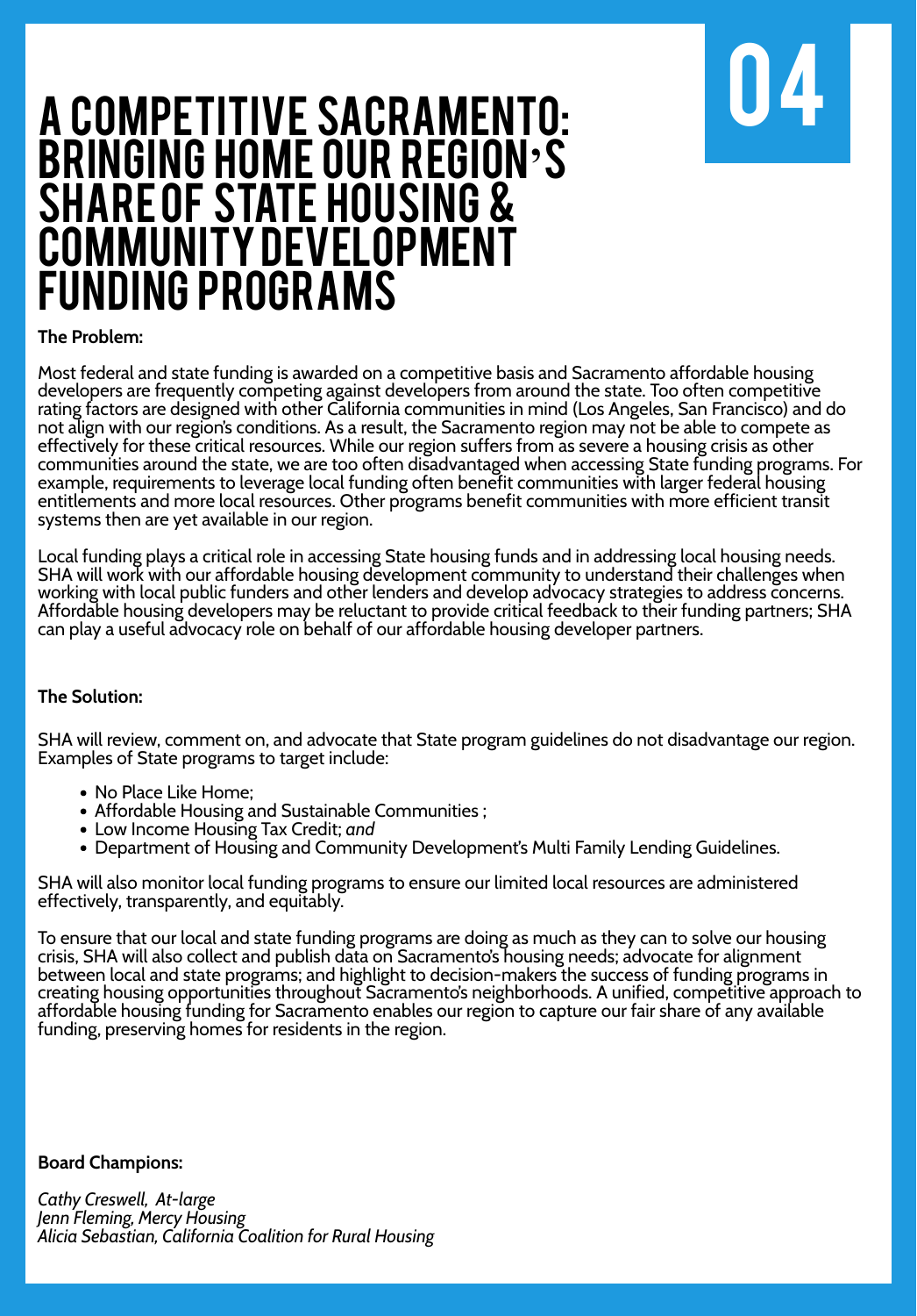# 04

# A COMPETITIVE SACRAMENTO: BRINGING HOME OUR REGION'S SHARE OF STATE HOUSING & COMMUNITY DEVELOPMENT FUNDING PROGRAMS

**The Problem:**

Most federal and state funding is awarded on a competitive basis and Sacramento affordable housing developers are frequently competing against developers from around the state. Too often competitive rating factors are designed with other California communities in mind (Los Angeles, San Francisco) and do not align with our region's conditions. As a result, the Sacramento region may not be able to compete as effectively for these critical resources. While our region suffers from as severe a housing crisis as other communities around the state, we are too often disadvantaged when accessing State funding programs. For example, requirements to leverage local funding often benefit communities with larger federal housing entitlements and more local resources. Other programs benefit communities with more efficient transit systems then are yet available in our region.

Local funding plays a critical role in accessing State housing funds and in addressing local housing needs. SHA will work with our affordable housing development community to understand their challenges when working with local public funders and other lenders and develop advocacy strategies to address concerns. Affordable housing developers may be reluctant to provide critical feedback to their funding partners; SHA can play a useful advocacy role on behalf of our affordable housing developer partners.

**The Solution:**

SHA will review, comment on, and advocate that State program guidelines do not disadvantage our region. Examples of State programs to target include:

- No Place Like Home;
- Affordable Housing and Sustainable Communities ;
- Low Income Housing Tax Credit; *and*
- Department of Housing and Community Development's Multi Family Lending Guidelines.

SHA will also monitor local funding programs to ensure our limited local resources are administered effectively, transparently, and equitably.

To ensure that our local and state funding programs are doing as much as they can to solve our housing crisis, SHA will also collect and publish data on Sacramento's housing needs; advocate for alignment between local and state programs; and highlight to decision-makers the success of funding programs in creating housing opportunities throughout Sacramento's neighborhoods. A unified, competitive approach to affordable housing funding for Sacramento enables our region to capture our fair share of any available funding, preserving homes for residents in the region.

**Board Champions:**

*Cathy Creswell, At-large*
*Jenn Fleming, Mercy Housing*
*Alicia Sebastian, California Coalition for Rural Housing*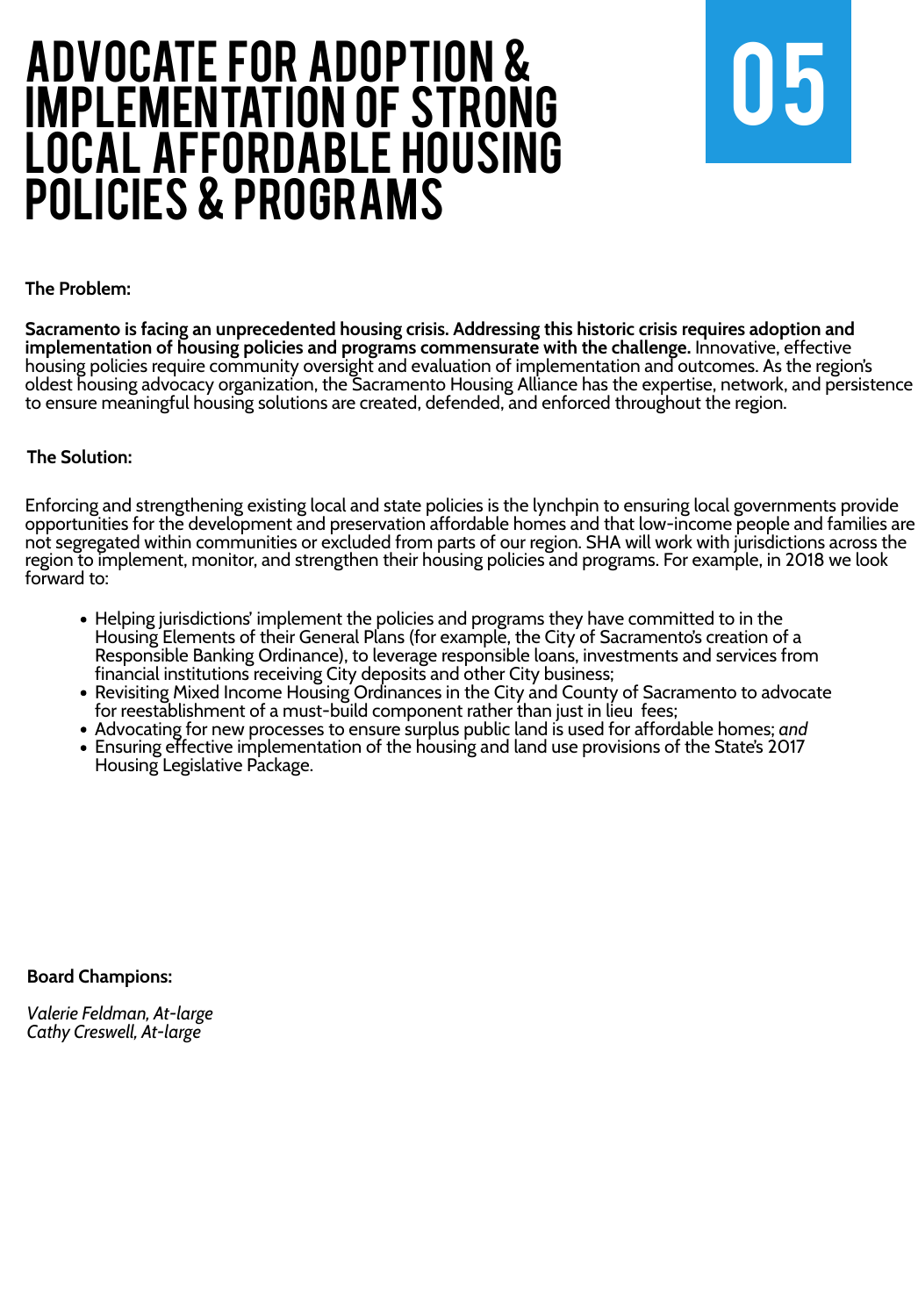# ADVOCATE FOR ADOPTION & IMPLEMENTATION OF STRONG LOCAL AFFORDABLE HOUSING POLICIES & PROGRAMS

05

**The Problem:**

**Sacramento is facing an unprecedented housing crisis. Addressing this historic crisis requires adoption and implementation of housing policies and programs commensurate with the challenge.** Innovative, effective housing policies require community oversight and evaluation of implementation and outcomes. As the region's oldest housing advocacy organization, the Sacramento Housing Alliance has the expertise, network, and persistence to ensure meaningful housing solutions are created, defended, and enforced throughout the region.

**The Solution:**

Enforcing and strengthening existing local and state policies is the lynchpin to ensuring local governments provide opportunities for the development and preservation affordable homes and that low-income people and families are not segregated within communities or excluded from parts of our region. SHA will work with jurisdictions across the region to implement, monitor, and strengthen their housing policies and programs. For example, in 2018 we look forward to:

- Helping jurisdictions' implement the policies and programs they have committed to in the Housing Elements of their General Plans (for example, the City of Sacramento's creation of a Responsible Banking Ordinance), to leverage responsible loans, investments and services from financial institutions receiving City deposits and other City business;
- Revisiting Mixed Income Housing Ordinances in the City and County of Sacramento to advocate for reestablishment of a must-build component rather than just in lieu fees;
- Advocating for new processes to ensure surplus public land is used for affordable homes; *and*
- Ensuring effective implementation of the housing and land use provisions of the State's 2017 Housing Legislative Package.

**Board Champions:**

*Valerie Feldman, At-large*
*Cathy Creswell, At-large*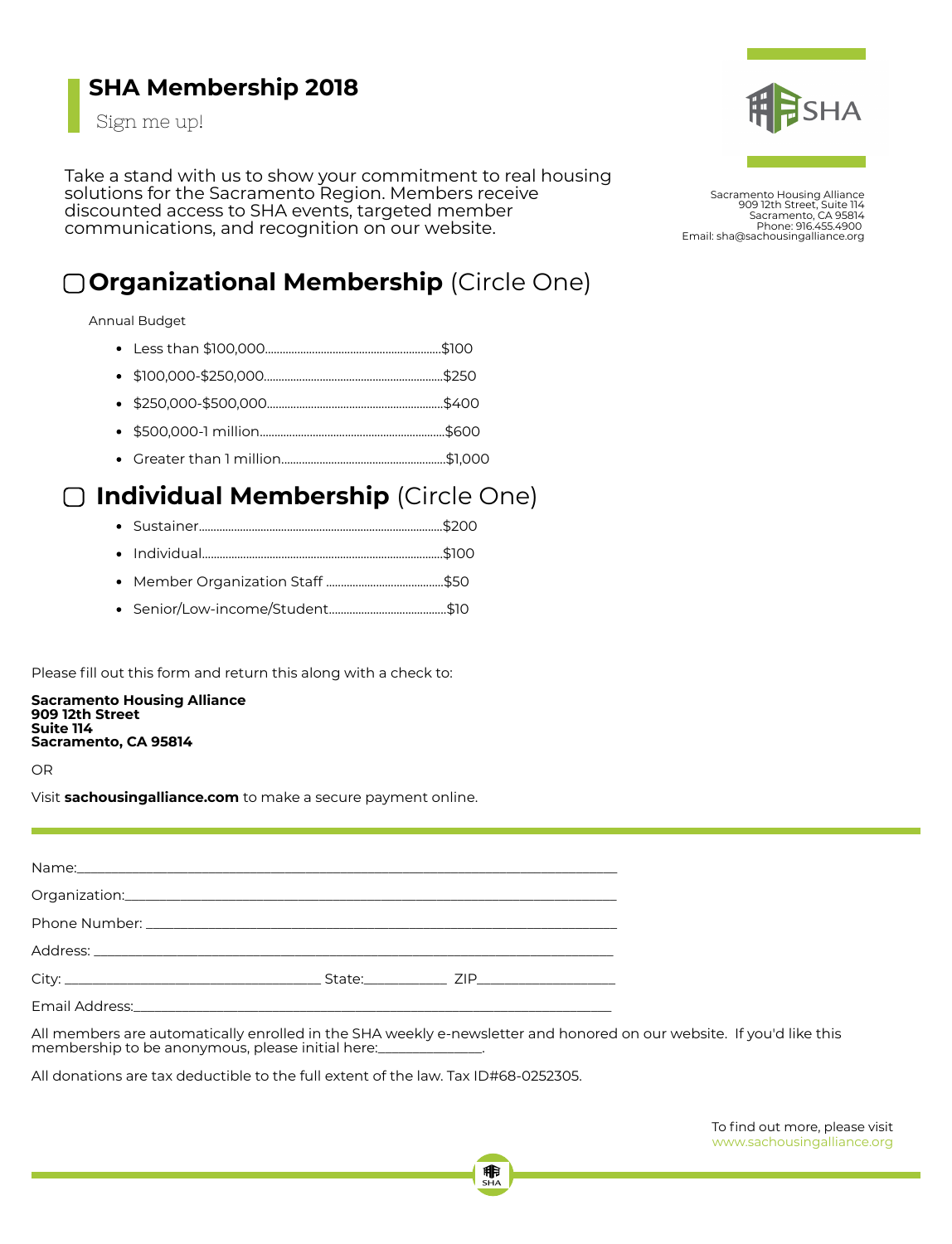# SHA Membership 2018

Sign me up!

Take a stand with us to show your commitment to real housing solutions for the Sacramento Region. Members receive discounted access to SHA events, targeted member communications, and recognition on our website.

Sacramento Housing Alliance
909 12th Street, Suite 114
Sacramento, CA 95814
Phone: 916.455.4900
Email: sha@sachousingalliance.org

## ▢ Organizational Membership (Circle One)

Annual Budget

- Less than $100,000..........................................................$100
- $100,000-$250,000..........................................................$250
- $250,000-$500,000..........................................................$400
- $500,000-1 million..........................................................$600
- Greater than 1 million......................................................$1,000

## ▢ Individual Membership (Circle One)

- Sustainer..........................................................$200
- Individual..........................................................$100
- Member Organization Staff ......................................$50
- Senior/Low-income/Student......................................$10

Please fill out this form and return this along with a check to:

**Sacramento Housing Alliance**
**909 12th Street**
**Suite 114**
**Sacramento, CA 95814**

OR

Visit **sachousingalliance.com** to make a secure payment online.

---

Name:_______________________________________________

Organization:_______________________________________________

Phone Number: _______________________________________________

Address: _______________________________________________

City: ______________________ State:__________ ZIP________________

Email Address:_______________________________________________

All members are automatically enrolled in the SHA weekly e-newsletter and honored on our website. If you'd like this membership to be anonymous, please initial here:______________.

All donations are tax deductible to the full extent of the law. Tax ID#68-0252305.

To find out more, please visit
www.sachousingalliance.org